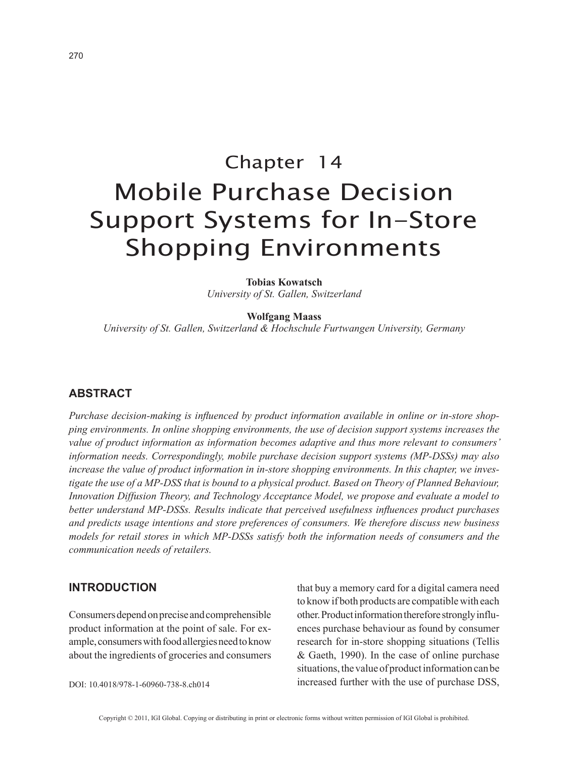# Chapter 14

# Mobile Purchase Decision Support Systems for In-Store Shopping Environments

**Tobias Kowatsch**
*University of St. Gallen, Switzerland*

**Wolfgang Maass**
*University of St. Gallen, Switzerland & Hochschule Furtwangen University, Germany*

## ABSTRACT

*Purchase decision-making is influenced by product information available in online or in-store shopping environments. In online shopping environments, the use of decision support systems increases the value of product information as information becomes adaptive and thus more relevant to consumers' information needs. Correspondingly, mobile purchase decision support systems (MP-DSSs) may also increase the value of product information in in-store shopping environments. In this chapter, we investigate the use of a MP-DSS that is bound to a physical product. Based on Theory of Planned Behaviour, Innovation Diffusion Theory, and Technology Acceptance Model, we propose and evaluate a model to better understand MP-DSSs. Results indicate that perceived usefulness influences product purchases and predicts usage intentions and store preferences of consumers. We therefore discuss new business models for retail stores in which MP-DSSs satisfy both the information needs of consumers and the communication needs of retailers.*

## INTRODUCTION

Consumers depend on precise and comprehensible product information at the point of sale. For example, consumers with food allergies need to know about the ingredients of groceries and consumers that buy a memory card for a digital camera need to know if both products are compatible with each other. Product information therefore strongly influences purchase behaviour as found by consumer research for in-store shopping situations (Tellis & Gaeth, 1990). In the case of online purchase situations, the value of product information can be increased further with the use of purchase DSS,

DOI: 10.4018/978-1-60960-738-8.ch014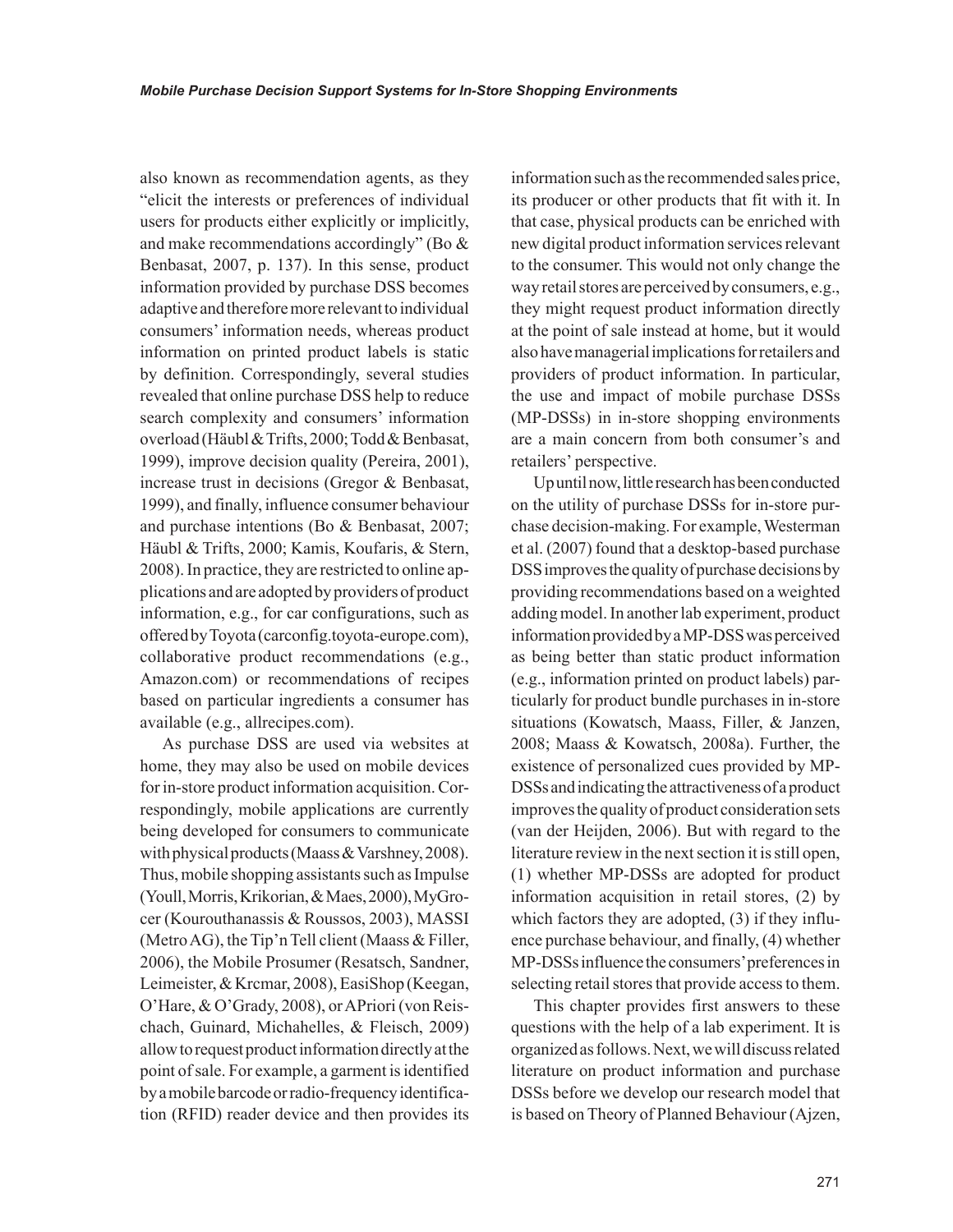also known as recommendation agents, as they "elicit the interests or preferences of individual users for products either explicitly or implicitly, and make recommendations accordingly" (Bo & Benbasat, 2007, p. 137). In this sense, product information provided by purchase DSS becomes adaptive and therefore more relevant to individual consumers' information needs, whereas product information on printed product labels is static by definition. Correspondingly, several studies revealed that online purchase DSS help to reduce search complexity and consumers' information overload (Häubl & Trifts, 2000; Todd & Benbasat, 1999), improve decision quality (Pereira, 2001), increase trust in decisions (Gregor & Benbasat, 1999), and finally, influence consumer behaviour and purchase intentions (Bo & Benbasat, 2007; Häubl & Trifts, 2000; Kamis, Koufaris, & Stern, 2008). In practice, they are restricted to online applications and are adopted by providers of product information, e.g., for car configurations, such as offered by Toyota (carconfig.toyota-europe.com), collaborative product recommendations (e.g., Amazon.com) or recommendations of recipes based on particular ingredients a consumer has available (e.g., allrecipes.com).

As purchase DSS are used via websites at home, they may also be used on mobile devices for in-store product information acquisition. Correspondingly, mobile applications are currently being developed for consumers to communicate with physical products (Maass & Varshney, 2008). Thus, mobile shopping assistants such as Impulse (Youll, Morris, Krikorian, & Maes, 2000), MyGrocer (Kourouthanassis & Roussos, 2003), MASSI (Metro AG), the Tip'n Tell client (Maass & Filler, 2006), the Mobile Prosumer (Resatsch, Sandner, Leimeister, & Krcmar, 2008), EasiShop (Keegan, O'Hare, & O'Grady, 2008), or APriori (von Reischach, Guinard, Michahelles, & Fleisch, 2009) allow to request product information directly at the point of sale. For example, a garment is identified by a mobile barcode or radio-frequency identification (RFID) reader device and then provides its information such as the recommended sales price, its producer or other products that fit with it. In that case, physical products can be enriched with new digital product information services relevant to the consumer. This would not only change the way retail stores are perceived by consumers, e.g., they might request product information directly at the point of sale instead at home, but it would also have managerial implications for retailers and providers of product information. In particular, the use and impact of mobile purchase DSSs (MP-DSSs) in in-store shopping environments are a main concern from both consumer's and retailers' perspective.

Up until now, little research has been conducted on the utility of purchase DSSs for in-store purchase decision-making. For example, Westerman et al. (2007) found that a desktop-based purchase DSS improves the quality of purchase decisions by providing recommendations based on a weighted adding model. In another lab experiment, product information provided by a MP-DSS was perceived as being better than static product information (e.g., information printed on product labels) particularly for product bundle purchases in in-store situations (Kowatsch, Maass, Filler, & Janzen, 2008; Maass & Kowatsch, 2008a). Further, the existence of personalized cues provided by MP-DSSs and indicating the attractiveness of a product improves the quality of product consideration sets (van der Heijden, 2006). But with regard to the literature review in the next section it is still open, (1) whether MP-DSSs are adopted for product information acquisition in retail stores, (2) by which factors they are adopted, (3) if they influence purchase behaviour, and finally, (4) whether MP-DSSs influence the consumers' preferences in selecting retail stores that provide access to them.

This chapter provides first answers to these questions with the help of a lab experiment. It is organized as follows. Next, we will discuss related literature on product information and purchase DSSs before we develop our research model that is based on Theory of Planned Behaviour (Ajzen,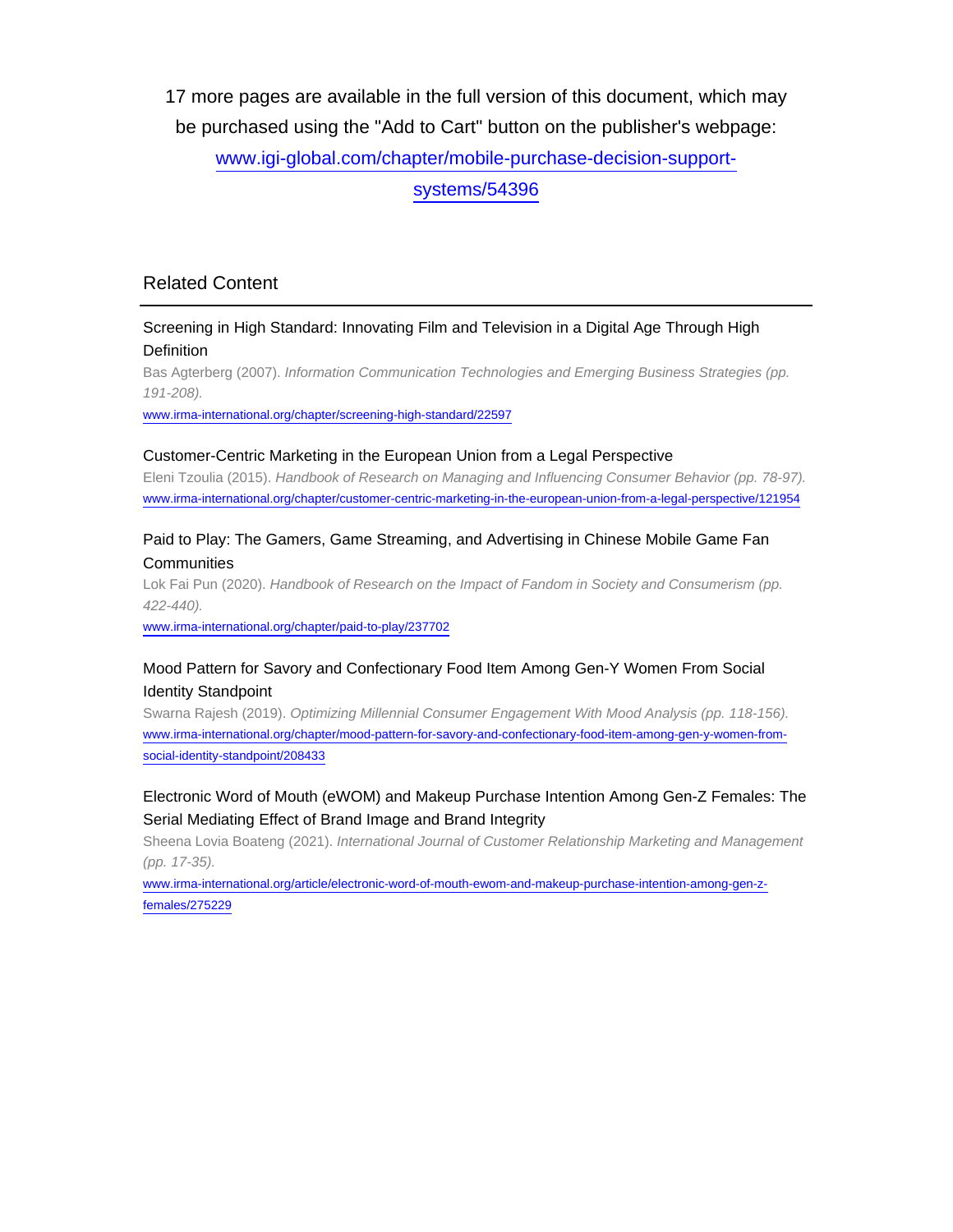17 more pages are available in the full version of this document, which may be purchased using the "Add to Cart" button on the publisher's webpage: www.igi-global.com/chapter/mobile-purchase-decision-support-systems/54396

## Related Content

Screening in High Standard: Innovating Film and Television in a Digital Age Through High Definition

Bas Agterberg (2007). *Information Communication Technologies and Emerging Business Strategies (pp. 191-208).*

www.irma-international.org/chapter/screening-high-standard/22597

Customer-Centric Marketing in the European Union from a Legal Perspective

Eleni Tzoulia (2015). *Handbook of Research on Managing and Influencing Consumer Behavior (pp. 78-97).*

www.irma-international.org/chapter/customer-centric-marketing-in-the-european-union-from-a-legal-perspective/121954

Paid to Play: The Gamers, Game Streaming, and Advertising in Chinese Mobile Game Fan Communities

Lok Fai Pun (2020). *Handbook of Research on the Impact of Fandom in Society and Consumerism (pp. 422-440).*

www.irma-international.org/chapter/paid-to-play/237702

Mood Pattern for Savory and Confectionary Food Item Among Gen-Y Women From Social Identity Standpoint

Swarna Rajesh (2019). *Optimizing Millennial Consumer Engagement With Mood Analysis (pp. 118-156).*

www.irma-international.org/chapter/mood-pattern-for-savory-and-confectionary-food-item-among-gen-y-women-from-social-identity-standpoint/208433

Electronic Word of Mouth (eWOM) and Makeup Purchase Intention Among Gen-Z Females: The Serial Mediating Effect of Brand Image and Brand Integrity

Sheena Lovia Boateng (2021). *International Journal of Customer Relationship Marketing and Management (pp. 17-35).*

www.irma-international.org/article/electronic-word-of-mouth-ewom-and-makeup-purchase-intention-among-gen-z-females/275229